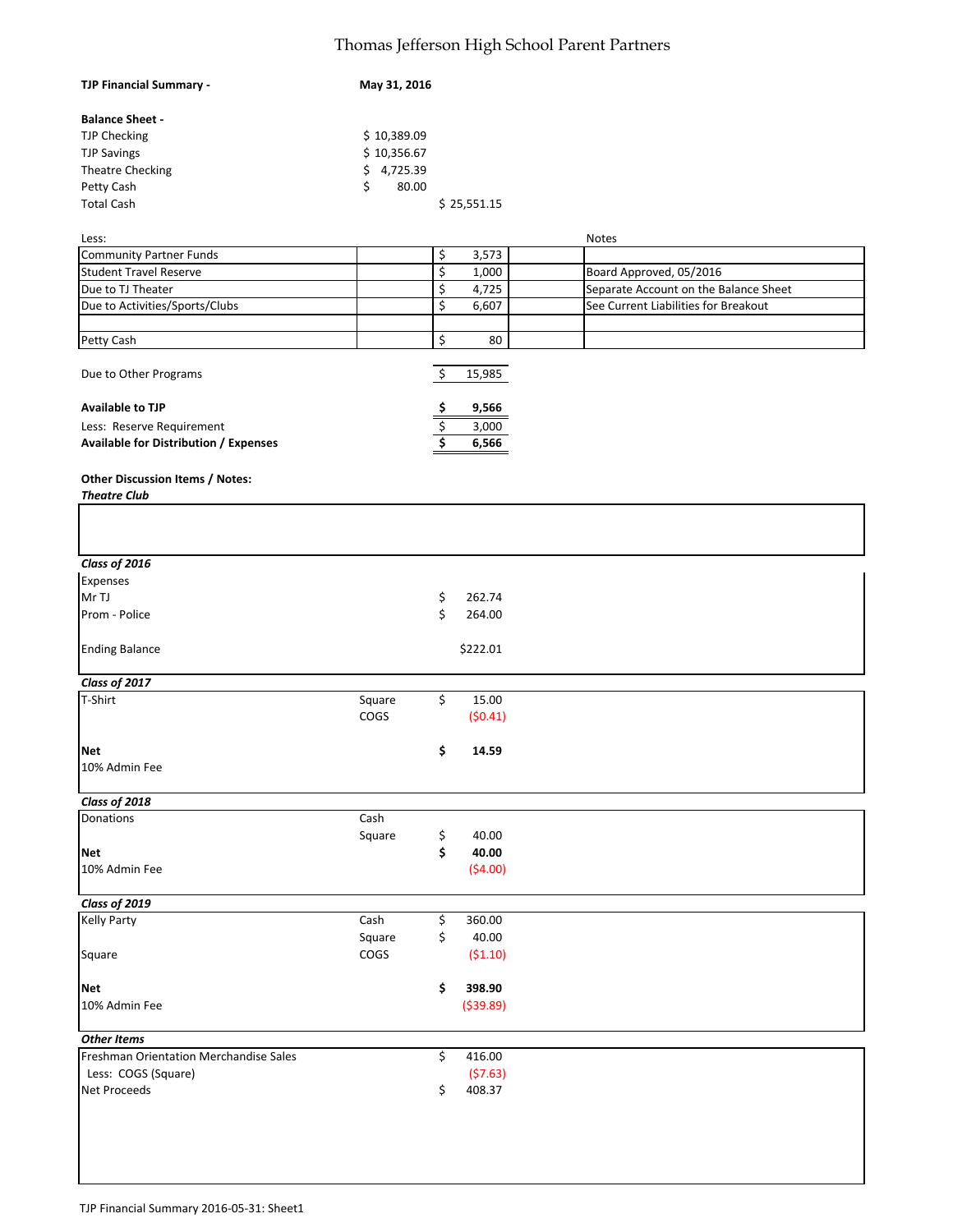# Thomas Jefferson High School Parent Partners

**TJP Financial Summary -** **May 31, 2016**

**Balance Sheet -**

| | | |
|---|---|---|
| TJP Checking | $ 10,389.09 | |
| TJP Savings | $ 10,356.67 | |
| Theatre Checking | $ 4,725.39 | |
| Petty Cash | $ 80.00 | |
| Total Cash | | $ 25,551.15 |

| Less: | | | | Notes |
|---|---|---|---|---|
| Community Partner Funds | | $ 3,573 | | |
| Student Travel Reserve | | $ 1,000 | | Board Approved, 05/2016 |
| Due to TJ Theater | | $ 4,725 | | Separate Account on the Balance Sheet |
| Due to Activities/Sports/Clubs | | $ 6,607 | | See Current Liabilities for Breakout |
| | | | | |
| Petty Cash | | $ 80 | | |

| | |
|---|---|
| Due to Other Programs | $ 15,985 |
| **Available to TJP** | **$ 9,566** |
| Less: Reserve Requirement | $ 3,000 |
| **Available for Distribution / Expenses** | **$ 6,566** |

**Other Discussion Items / Notes:**

***Theatre Club***

***Class of 2016***

| | | |
|---|---|---|
| Expenses | | |
| Mr TJ | | $ 262.74 |
| Prom - Police | | $ 264.00 |
| Ending Balance | | $222.01 |

***Class of 2017***

| | | |
|---|---|---|
| T-Shirt | Square | $ 15.00 |
| | COGS | ($0.41) |
| **Net** | | **$ 14.59** |
| 10% Admin Fee | | |

***Class of 2018***

| | | |
|---|---|---|
| Donations | Cash | |
| | Square | $ 40.00 |
| **Net** | | **$ 40.00** |
| 10% Admin Fee | | ($4.00) |

***Class of 2019***

| | | |
|---|---|---|
| Kelly Party | Cash | $ 360.00 |
| | Square | $ 40.00 |
| Square | COGS | ($1.10) |
| **Net** | | **$ 398.90** |
| 10% Admin Fee | | ($39.89) |

***Other Items***

| | |
|---|---|
| Freshman Orientation Merchandise Sales | $ 416.00 |
| Less: COGS (Square) | ($7.63) |
| Net Proceeds | $ 408.37 |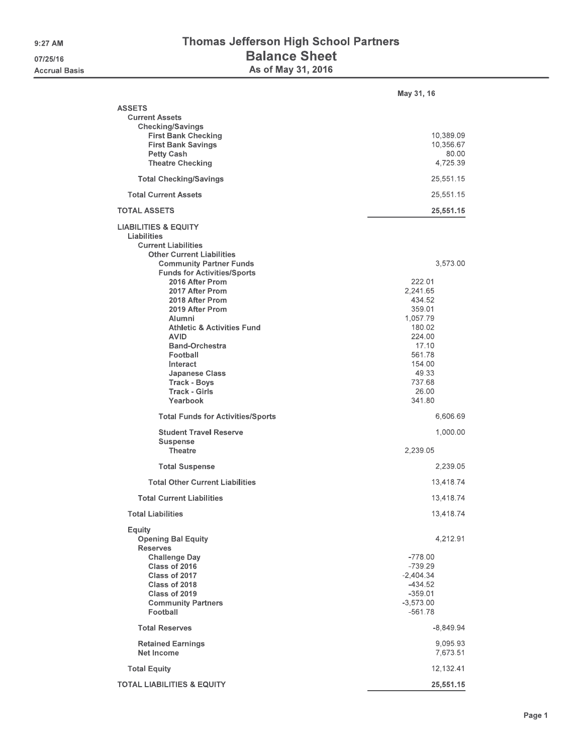# Thomas Jefferson High School Partners

## Balance Sheet

### As of May 31, 2016

Accrual Basis

| | | May 31, 16 |
|---|---|---|
| **ASSETS** | | |
| **Current Assets** | | |
| **Checking/Savings** | | |
| **First Bank Checking** | | 10,389.09 |
| **First Bank Savings** | | 10,356.67 |
| **Petty Cash** | | 80.00 |
| **Theatre Checking** | | 4,725.39 |
| **Total Checking/Savings** | | 25,551.15 |
| **Total Current Assets** | | 25,551.15 |
| **TOTAL ASSETS** | | **25,551.15** |
| **LIABILITIES & EQUITY** | | |
| **Liabilities** | | |
| **Current Liabilities** | | |
| **Other Current Liabilities** | | |
| **Community Partner Funds** | | 3,573.00 |
| **Funds for Activities/Sports** | | |
| **2016 After Prom** | 222.01 | |
| **2017 After Prom** | 2,241.65 | |
| **2018 After Prom** | 434.52 | |
| **2019 After Prom** | 359.01 | |
| **Alumni** | 1,057.79 | |
| **Athletic & Activities Fund** | 180.02 | |
| **AVID** | 224.00 | |
| **Band-Orchestra** | 17.10 | |
| **Football** | 561.78 | |
| **Interact** | 154.00 | |
| **Japanese Class** | 49.33 | |
| **Track - Boys** | 737.68 | |
| **Track - Girls** | 26.00 | |
| **Yearbook** | 341.80 | |
| **Total Funds for Activities/Sports** | | 6,606.69 |
| **Student Travel Reserve** | | 1,000.00 |
| **Suspense** | | |
| **Theatre** | 2,239.05 | |
| **Total Suspense** | | 2,239.05 |
| **Total Other Current Liabilities** | | 13,418.74 |
| **Total Current Liabilities** | | 13,418.74 |
| **Total Liabilities** | | 13,418.74 |
| **Equity** | | |
| **Opening Bal Equity** | | 4,212.91 |
| **Reserves** | | |
| **Challenge Day** | -778.00 | |
| **Class of 2016** | -739.29 | |
| **Class of 2017** | -2,404.34 | |
| **Class of 2018** | -434.52 | |
| **Class of 2019** | -359.01 | |
| **Community Partners** | -3,573.00 | |
| **Football** | -561.78 | |
| **Total Reserves** | | -8,849.94 |
| **Retained Earnings** | | 9,095.93 |
| **Net Income** | | 7,673.51 |
| **Total Equity** | | 12,132.41 |
| **TOTAL LIABILITIES & EQUITY** | | **25,551.15** |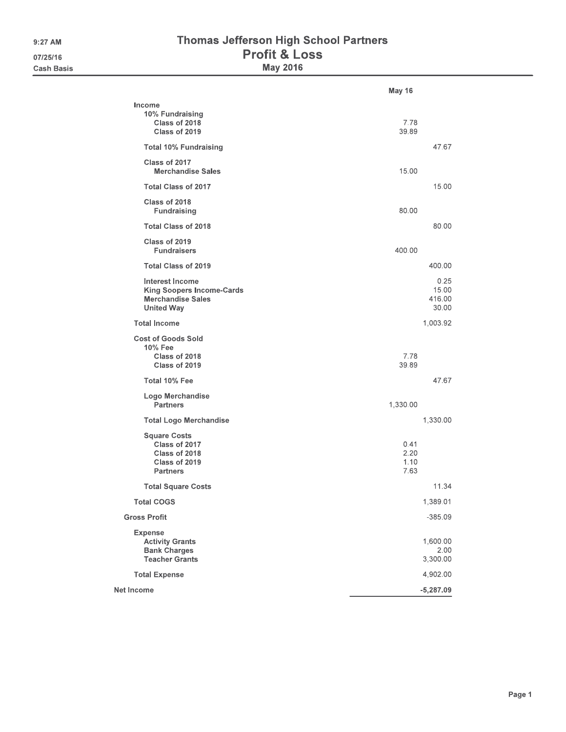# Thomas Jefferson High School Partners

## Profit & Loss

### May 2016

9:27 AM
07/25/16
Cash Basis

| | | May 16 |
|---|---|---|
| **Income** | | |
| 10% Fundraising | | |
| Class of 2018 | 7.78 | |
| Class of 2019 | 39.89 | |
| Total 10% Fundraising | | 47.67 |
| Class of 2017 | | |
| Merchandise Sales | 15.00 | |
| Total Class of 2017 | | 15.00 |
| Class of 2018 | | |
| Fundraising | 80.00 | |
| Total Class of 2018 | | 80.00 |
| Class of 2019 | | |
| Fundraisers | 400.00 | |
| Total Class of 2019 | | 400.00 |
| Interest Income | | 0.25 |
| King Soopers Income-Cards | | 15.00 |
| Merchandise Sales | | 416.00 |
| United Way | | 30.00 |
| **Total Income** | | 1,003.92 |
| **Cost of Goods Sold** | | |
| 10% Fee | | |
| Class of 2018 | 7.78 | |
| Class of 2019 | 39.89 | |
| Total 10% Fee | | 47.67 |
| Logo Merchandise | | |
| Partners | 1,330.00 | |
| Total Logo Merchandise | | 1,330.00 |
| Square Costs | | |
| Class of 2017 | 0.41 | |
| Class of 2018 | 2.20 | |
| Class of 2019 | 1.10 | |
| Partners | 7.63 | |
| Total Square Costs | | 11.34 |
| **Total COGS** | | 1,389.01 |
| **Gross Profit** | | -385.09 |
| **Expense** | | |
| Activity Grants | | 1,600.00 |
| Bank Charges | | 2.00 |
| Teacher Grants | | 3,300.00 |
| **Total Expense** | | 4,902.00 |
| **Net Income** | | **-5,287.09** |